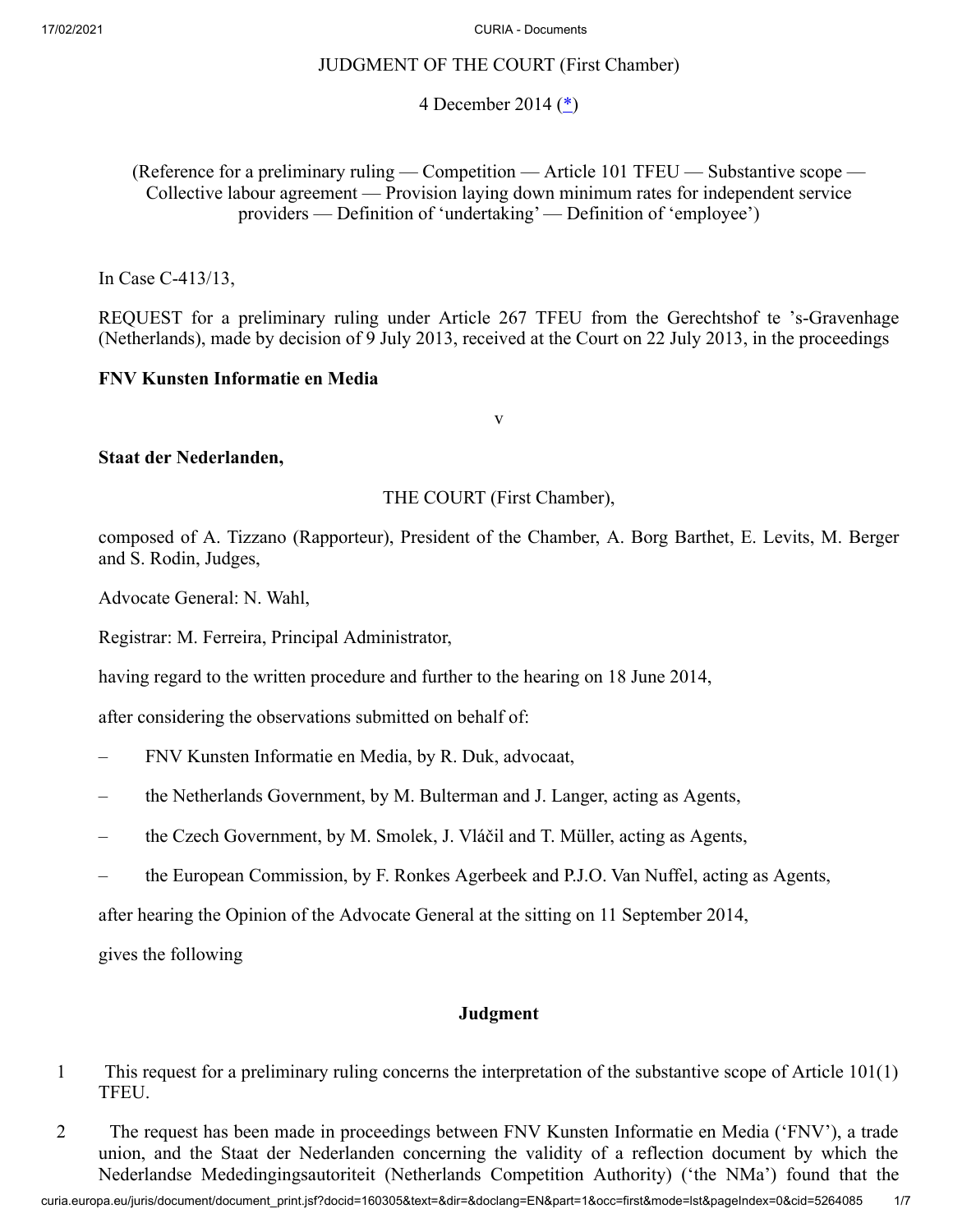JUDGMENT OF THE COURT (First Chamber)

4 December 2014 ([*](#))

(Reference for a preliminary ruling — Competition — Article 101 TFEU — Substantive scope — Collective labour agreement — Provision laying down minimum rates for independent service providers — Definition of 'undertaking' — Definition of 'employee')

In Case C-413/13,

REQUEST for a preliminary ruling under Article 267 TFEU from the Gerechtshof te 's-Gravenhage (Netherlands), made by decision of 9 July 2013, received at the Court on 22 July 2013, in the proceedings

**FNV Kunsten Informatie en Media**

v

**Staat der Nederlanden,**

THE COURT (First Chamber),

composed of A. Tizzano (Rapporteur), President of the Chamber, A. Borg Barthet, E. Levits, M. Berger and S. Rodin, Judges,

Advocate General: N. Wahl,

Registrar: M. Ferreira, Principal Administrator,

having regard to the written procedure and further to the hearing on 18 June 2014,

after considering the observations submitted on behalf of:

– FNV Kunsten Informatie en Media, by R. Duk, advocaat,

– the Netherlands Government, by M. Bulterman and J. Langer, acting as Agents,

– the Czech Government, by M. Smolek, J. Vláčil and T. Müller, acting as Agents,

– the European Commission, by F. Ronkes Agerbeek and P.J.O. Van Nuffel, acting as Agents,

after hearing the Opinion of the Advocate General at the sitting on 11 September 2014,

gives the following

## Judgment

1 This request for a preliminary ruling concerns the interpretation of the substantive scope of Article 101(1) TFEU.

2 The request has been made in proceedings between FNV Kunsten Informatie en Media ('FNV'), a trade union, and the Staat der Nederlanden concerning the validity of a reflection document by which the Nederlandse Mededingingsautoriteit (Netherlands Competition Authority) ('the NMa') found that the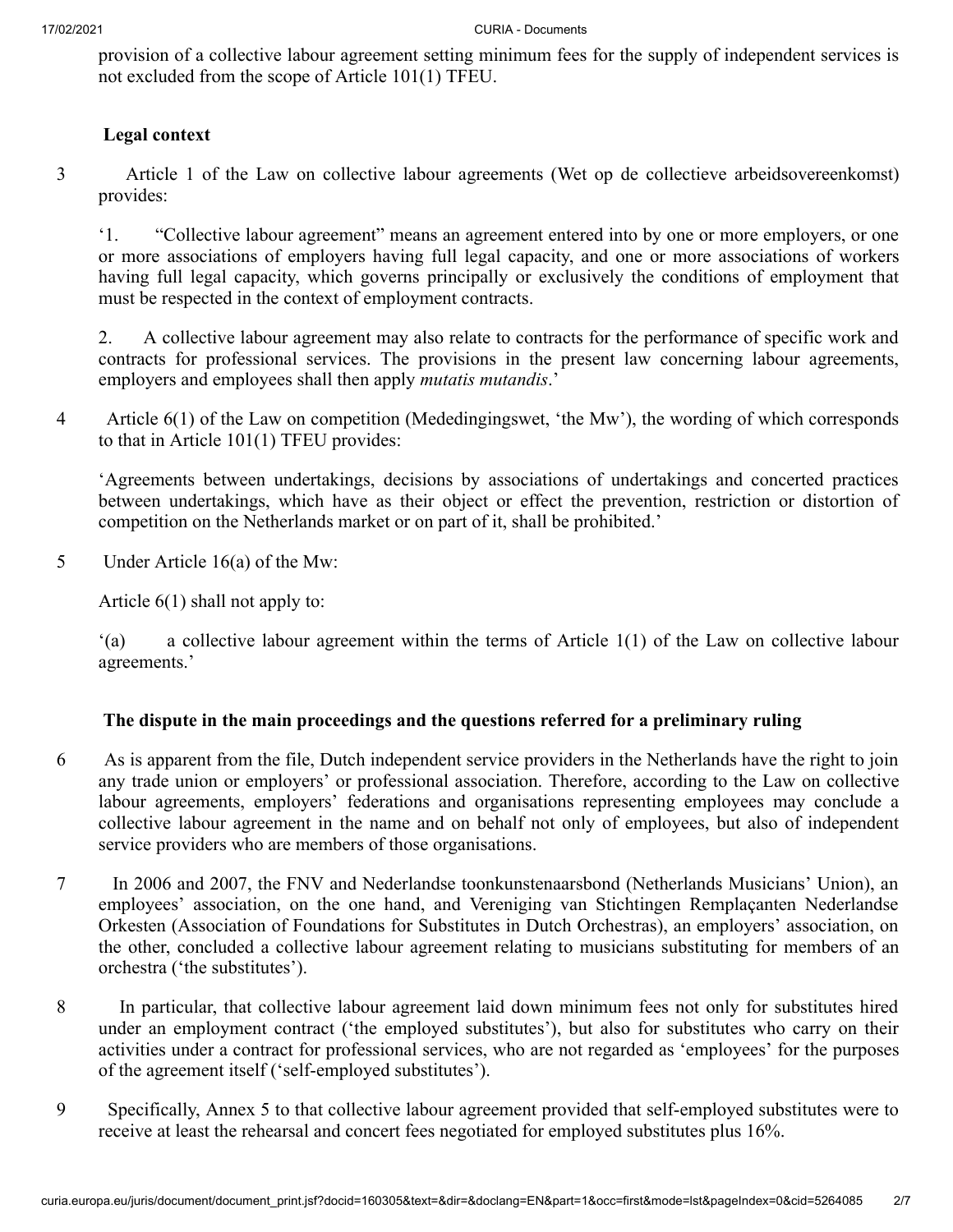provision of a collective labour agreement setting minimum fees for the supply of independent services is not excluded from the scope of Article 101(1) TFEU.

## Legal context

3 Article 1 of the Law on collective labour agreements (Wet op de collectieve arbeidsovereenkomst) provides:

'1. "Collective labour agreement" means an agreement entered into by one or more employers, or one or more associations of employers having full legal capacity, and one or more associations of workers having full legal capacity, which governs principally or exclusively the conditions of employment that must be respected in the context of employment contracts.

2. A collective labour agreement may also relate to contracts for the performance of specific work and contracts for professional services. The provisions in the present law concerning labour agreements, employers and employees shall then apply *mutatis mutandis*.'

4 Article 6(1) of the Law on competition (Mededingingswet, 'the Mw'), the wording of which corresponds to that in Article 101(1) TFEU provides:

'Agreements between undertakings, decisions by associations of undertakings and concerted practices between undertakings, which have as their object or effect the prevention, restriction or distortion of competition on the Netherlands market or on part of it, shall be prohibited.'

5 Under Article 16(a) of the Mw:

Article 6(1) shall not apply to:

'(a) a collective labour agreement within the terms of Article 1(1) of the Law on collective labour agreements.'

## The dispute in the main proceedings and the questions referred for a preliminary ruling

6 As is apparent from the file, Dutch independent service providers in the Netherlands have the right to join any trade union or employers' or professional association. Therefore, according to the Law on collective labour agreements, employers' federations and organisations representing employees may conclude a collective labour agreement in the name and on behalf not only of employees, but also of independent service providers who are members of those organisations.

7 In 2006 and 2007, the FNV and Nederlandse toonkunstenaarsbond (Netherlands Musicians' Union), an employees' association, on the one hand, and Vereniging van Stichtingen Remplaçanten Nederlandse Orkesten (Association of Foundations for Substitutes in Dutch Orchestras), an employers' association, on the other, concluded a collective labour agreement relating to musicians substituting for members of an orchestra ('the substitutes').

8 In particular, that collective labour agreement laid down minimum fees not only for substitutes hired under an employment contract ('the employed substitutes'), but also for substitutes who carry on their activities under a contract for professional services, who are not regarded as 'employees' for the purposes of the agreement itself ('self-employed substitutes').

9 Specifically, Annex 5 to that collective labour agreement provided that self-employed substitutes were to receive at least the rehearsal and concert fees negotiated for employed substitutes plus 16%.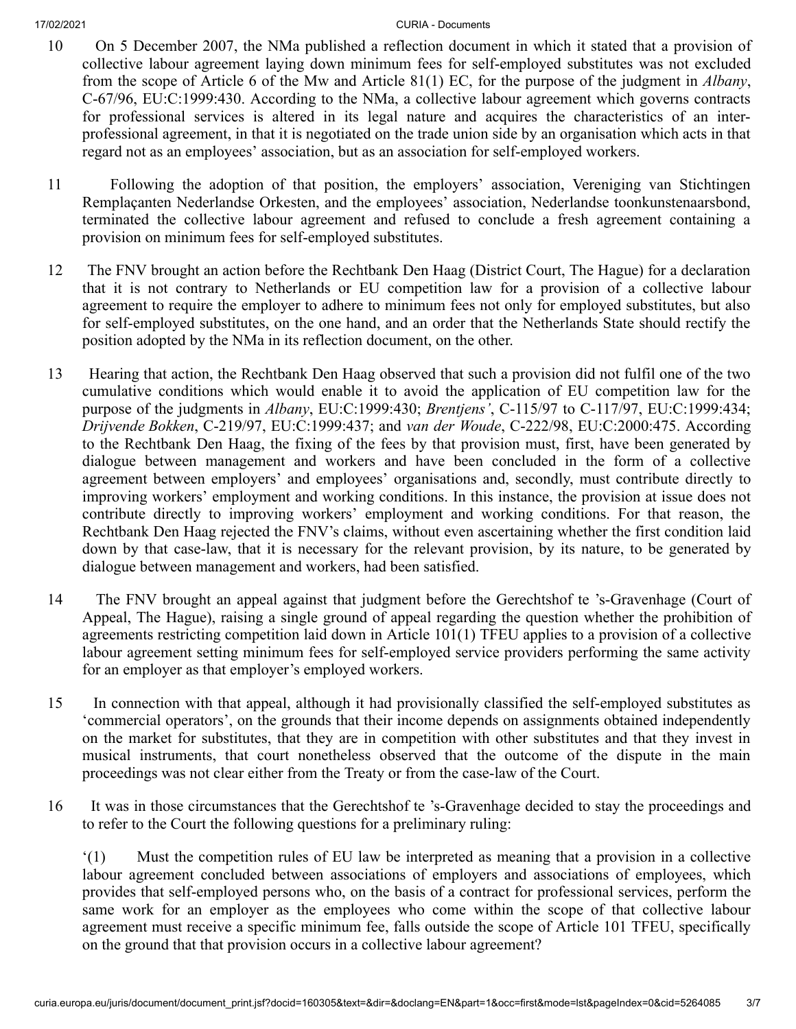10 On 5 December 2007, the NMa published a reflection document in which it stated that a provision of collective labour agreement laying down minimum fees for self-employed substitutes was not excluded from the scope of Article 6 of the Mw and Article 81(1) EC, for the purpose of the judgment in *Albany*, C-67/96, EU:C:1999:430. According to the NMa, a collective labour agreement which governs contracts for professional services is altered in its legal nature and acquires the characteristics of an inter-professional agreement, in that it is negotiated on the trade union side by an organisation which acts in that regard not as an employees' association, but as an association for self-employed workers.

11 Following the adoption of that position, the employers' association, Vereniging van Stichtingen Remplaçanten Nederlandse Orkesten, and the employees' association, Nederlandse toonkunstenaarsbond, terminated the collective labour agreement and refused to conclude a fresh agreement containing a provision on minimum fees for self-employed substitutes.

12 The FNV brought an action before the Rechtbank Den Haag (District Court, The Hague) for a declaration that it is not contrary to Netherlands or EU competition law for a provision of a collective labour agreement to require the employer to adhere to minimum fees not only for employed substitutes, but also for self-employed substitutes, on the one hand, and an order that the Netherlands State should rectify the position adopted by the NMa in its reflection document, on the other.

13 Hearing that action, the Rechtbank Den Haag observed that such a provision did not fulfil one of the two cumulative conditions which would enable it to avoid the application of EU competition law for the purpose of the judgments in *Albany*, EU:C:1999:430; *Brentjens'*, C-115/97 to C-117/97, EU:C:1999:434; *Drijvende Bokken*, C-219/97, EU:C:1999:437; and *van der Woude*, C-222/98, EU:C:2000:475. According to the Rechtbank Den Haag, the fixing of the fees by that provision must, first, have been generated by dialogue between management and workers and have been concluded in the form of a collective agreement between employers' and employees' organisations and, secondly, must contribute directly to improving workers' employment and working conditions. In this instance, the provision at issue does not contribute directly to improving workers' employment and working conditions. For that reason, the Rechtbank Den Haag rejected the FNV's claims, without even ascertaining whether the first condition laid down by that case-law, that it is necessary for the relevant provision, by its nature, to be generated by dialogue between management and workers, had been satisfied.

14 The FNV brought an appeal against that judgment before the Gerechtshof te 's-Gravenhage (Court of Appeal, The Hague), raising a single ground of appeal regarding the question whether the prohibition of agreements restricting competition laid down in Article 101(1) TFEU applies to a provision of a collective labour agreement setting minimum fees for self-employed service providers performing the same activity for an employer as that employer's employed workers.

15 In connection with that appeal, although it had provisionally classified the self-employed substitutes as 'commercial operators', on the grounds that their income depends on assignments obtained independently on the market for substitutes, that they are in competition with other substitutes and that they invest in musical instruments, that court nonetheless observed that the outcome of the dispute in the main proceedings was not clear either from the Treaty or from the case-law of the Court.

16 It was in those circumstances that the Gerechtshof te 's-Gravenhage decided to stay the proceedings and to refer to the Court the following questions for a preliminary ruling:

'(1) Must the competition rules of EU law be interpreted as meaning that a provision in a collective labour agreement concluded between associations of employers and associations of employees, which provides that self-employed persons who, on the basis of a contract for professional services, perform the same work for an employer as the employees who come within the scope of that collective labour agreement must receive a specific minimum fee, falls outside the scope of Article 101 TFEU, specifically on the ground that that provision occurs in a collective labour agreement?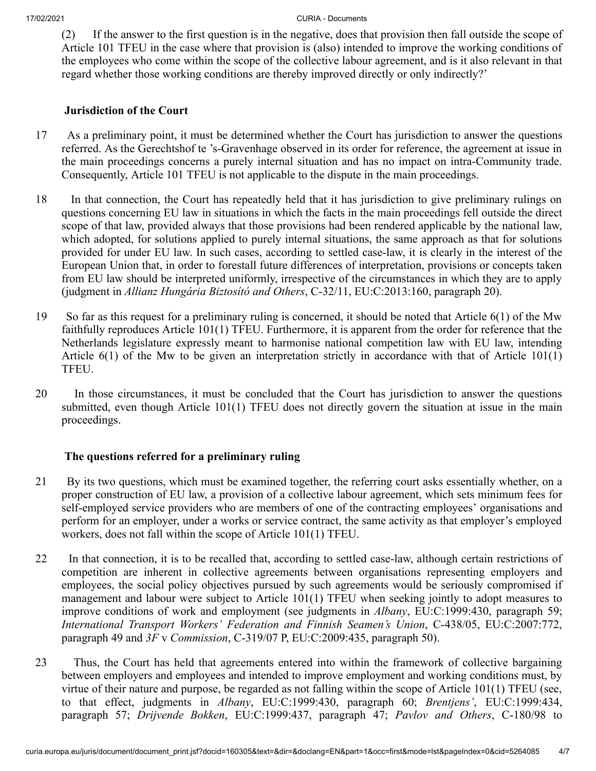(2) If the answer to the first question is in the negative, does that provision then fall outside the scope of Article 101 TFEU in the case where that provision is (also) intended to improve the working conditions of the employees who come within the scope of the collective labour agreement, and is it also relevant in that regard whether those working conditions are thereby improved directly or only indirectly?'

### Jurisdiction of the Court

17 As a preliminary point, it must be determined whether the Court has jurisdiction to answer the questions referred. As the Gerechtshof te 's-Gravenhage observed in its order for reference, the agreement at issue in the main proceedings concerns a purely internal situation and has no impact on intra-Community trade. Consequently, Article 101 TFEU is not applicable to the dispute in the main proceedings.

18 In that connection, the Court has repeatedly held that it has jurisdiction to give preliminary rulings on questions concerning EU law in situations in which the facts in the main proceedings fell outside the direct scope of that law, provided always that those provisions had been rendered applicable by the national law, which adopted, for solutions applied to purely internal situations, the same approach as that for solutions provided for under EU law. In such cases, according to settled case-law, it is clearly in the interest of the European Union that, in order to forestall future differences of interpretation, provisions or concepts taken from EU law should be interpreted uniformly, irrespective of the circumstances in which they are to apply (judgment in *Allianz Hungária Biztosító and Others*, C-32/11, EU:C:2013:160, paragraph 20).

19 So far as this request for a preliminary ruling is concerned, it should be noted that Article 6(1) of the Mw faithfully reproduces Article 101(1) TFEU. Furthermore, it is apparent from the order for reference that the Netherlands legislature expressly meant to harmonise national competition law with EU law, intending Article 6(1) of the Mw to be given an interpretation strictly in accordance with that of Article 101(1) TFEU.

20 In those circumstances, it must be concluded that the Court has jurisdiction to answer the questions submitted, even though Article 101(1) TFEU does not directly govern the situation at issue in the main proceedings.

### The questions referred for a preliminary ruling

21 By its two questions, which must be examined together, the referring court asks essentially whether, on a proper construction of EU law, a provision of a collective labour agreement, which sets minimum fees for self-employed service providers who are members of one of the contracting employees' organisations and perform for an employer, under a works or service contract, the same activity as that employer's employed workers, does not fall within the scope of Article 101(1) TFEU.

22 In that connection, it is to be recalled that, according to settled case-law, although certain restrictions of competition are inherent in collective agreements between organisations representing employers and employees, the social policy objectives pursued by such agreements would be seriously compromised if management and labour were subject to Article 101(1) TFEU when seeking jointly to adopt measures to improve conditions of work and employment (see judgments in *Albany*, EU:C:1999:430, paragraph 59; *International Transport Workers' Federation and Finnish Seamen's Union*, C-438/05, EU:C:2007:772, paragraph 49 and *3F* v *Commission*, C-319/07 P, EU:C:2009:435, paragraph 50).

23 Thus, the Court has held that agreements entered into within the framework of collective bargaining between employers and employees and intended to improve employment and working conditions must, by virtue of their nature and purpose, be regarded as not falling within the scope of Article 101(1) TFEU (see, to that effect, judgments in *Albany*, EU:C:1999:430, paragraph 60; *Brentjens'*, EU:C:1999:434, paragraph 57; *Drijvende Bokken*, EU:C:1999:437, paragraph 47; *Pavlov and Others*, C-180/98 to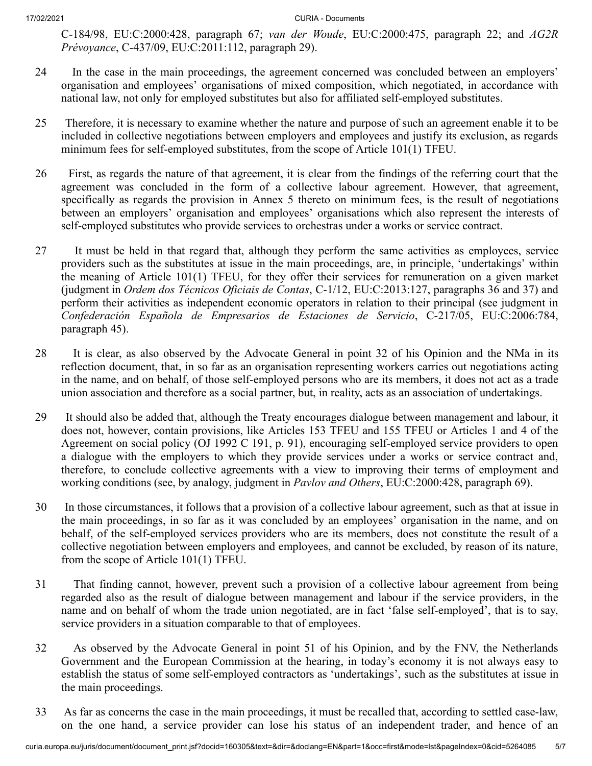C-184/98, EU:C:2000:428, paragraph 67; *van der Woude*, EU:C:2000:475, paragraph 22; and *AG2R Prévoyance*, C-437/09, EU:C:2011:112, paragraph 29).

24 In the case in the main proceedings, the agreement concerned was concluded between an employers' organisation and employees' organisations of mixed composition, which negotiated, in accordance with national law, not only for employed substitutes but also for affiliated self-employed substitutes.

25 Therefore, it is necessary to examine whether the nature and purpose of such an agreement enable it to be included in collective negotiations between employers and employees and justify its exclusion, as regards minimum fees for self-employed substitutes, from the scope of Article 101(1) TFEU.

26 First, as regards the nature of that agreement, it is clear from the findings of the referring court that the agreement was concluded in the form of a collective labour agreement. However, that agreement, specifically as regards the provision in Annex 5 thereto on minimum fees, is the result of negotiations between an employers' organisation and employees' organisations which also represent the interests of self-employed substitutes who provide services to orchestras under a works or service contract.

27 It must be held in that regard that, although they perform the same activities as employees, service providers such as the substitutes at issue in the main proceedings, are, in principle, 'undertakings' within the meaning of Article 101(1) TFEU, for they offer their services for remuneration on a given market (judgment in *Ordem dos Técnicos Oficiais de Contas*, C-1/12, EU:C:2013:127, paragraphs 36 and 37) and perform their activities as independent economic operators in relation to their principal (see judgment in *Confederación Española de Empresarios de Estaciones de Servicio*, C-217/05, EU:C:2006:784, paragraph 45).

28 It is clear, as also observed by the Advocate General in point 32 of his Opinion and the NMa in its reflection document, that, in so far as an organisation representing workers carries out negotiations acting in the name, and on behalf, of those self-employed persons who are its members, it does not act as a trade union association and therefore as a social partner, but, in reality, acts as an association of undertakings.

29 It should also be added that, although the Treaty encourages dialogue between management and labour, it does not, however, contain provisions, like Articles 153 TFEU and 155 TFEU or Articles 1 and 4 of the Agreement on social policy (OJ 1992 C 191, p. 91), encouraging self-employed service providers to open a dialogue with the employers to which they provide services under a works or service contract and, therefore, to conclude collective agreements with a view to improving their terms of employment and working conditions (see, by analogy, judgment in *Pavlov and Others*, EU:C:2000:428, paragraph 69).

30 In those circumstances, it follows that a provision of a collective labour agreement, such as that at issue in the main proceedings, in so far as it was concluded by an employees' organisation in the name, and on behalf, of the self-employed services providers who are its members, does not constitute the result of a collective negotiation between employers and employees, and cannot be excluded, by reason of its nature, from the scope of Article 101(1) TFEU.

31 That finding cannot, however, prevent such a provision of a collective labour agreement from being regarded also as the result of dialogue between management and labour if the service providers, in the name and on behalf of whom the trade union negotiated, are in fact 'false self-employed', that is to say, service providers in a situation comparable to that of employees.

32 As observed by the Advocate General in point 51 of his Opinion, and by the FNV, the Netherlands Government and the European Commission at the hearing, in today's economy it is not always easy to establish the status of some self-employed contractors as 'undertakings', such as the substitutes at issue in the main proceedings.

33 As far as concerns the case in the main proceedings, it must be recalled that, according to settled case-law, on the one hand, a service provider can lose his status of an independent trader, and hence of an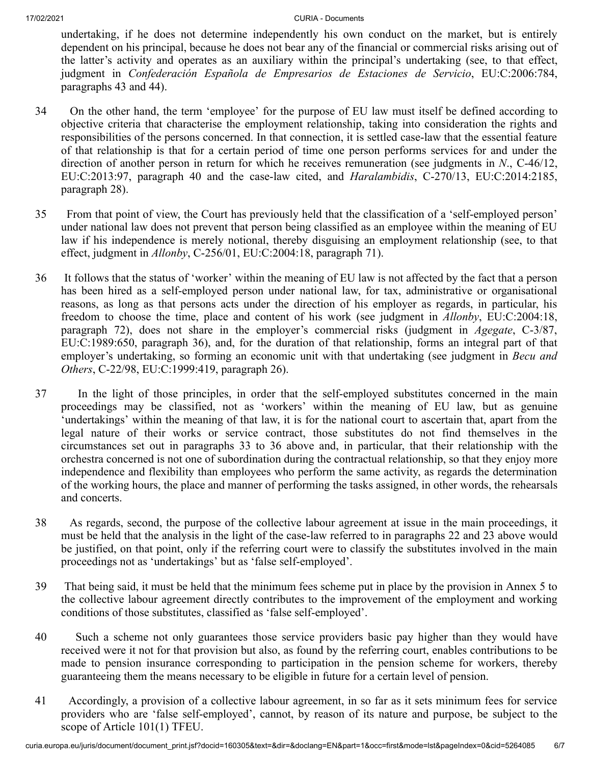undertaking, if he does not determine independently his own conduct on the market, but is entirely dependent on his principal, because he does not bear any of the financial or commercial risks arising out of the latter's activity and operates as an auxiliary within the principal's undertaking (see, to that effect, judgment in *Confederación Española de Empresarios de Estaciones de Servicio*, EU:C:2006:784, paragraphs 43 and 44).

34 On the other hand, the term 'employee' for the purpose of EU law must itself be defined according to objective criteria that characterise the employment relationship, taking into consideration the rights and responsibilities of the persons concerned. In that connection, it is settled case-law that the essential feature of that relationship is that for a certain period of time one person performs services for and under the direction of another person in return for which he receives remuneration (see judgments in *N.*, C-46/12, EU:C:2013:97, paragraph 40 and the case-law cited, and *Haralambidis*, C-270/13, EU:C:2014:2185, paragraph 28).

35 From that point of view, the Court has previously held that the classification of a 'self-employed person' under national law does not prevent that person being classified as an employee within the meaning of EU law if his independence is merely notional, thereby disguising an employment relationship (see, to that effect, judgment in *Allonby*, C-256/01, EU:C:2004:18, paragraph 71).

36 It follows that the status of 'worker' within the meaning of EU law is not affected by the fact that a person has been hired as a self-employed person under national law, for tax, administrative or organisational reasons, as long as that persons acts under the direction of his employer as regards, in particular, his freedom to choose the time, place and content of his work (see judgment in *Allonby*, EU:C:2004:18, paragraph 72), does not share in the employer's commercial risks (judgment in *Agegate*, C-3/87, EU:C:1989:650, paragraph 36), and, for the duration of that relationship, forms an integral part of that employer's undertaking, so forming an economic unit with that undertaking (see judgment in *Becu and Others*, C-22/98, EU:C:1999:419, paragraph 26).

37 In the light of those principles, in order that the self-employed substitutes concerned in the main proceedings may be classified, not as 'workers' within the meaning of EU law, but as genuine 'undertakings' within the meaning of that law, it is for the national court to ascertain that, apart from the legal nature of their works or service contract, those substitutes do not find themselves in the circumstances set out in paragraphs 33 to 36 above and, in particular, that their relationship with the orchestra concerned is not one of subordination during the contractual relationship, so that they enjoy more independence and flexibility than employees who perform the same activity, as regards the determination of the working hours, the place and manner of performing the tasks assigned, in other words, the rehearsals and concerts.

38 As regards, second, the purpose of the collective labour agreement at issue in the main proceedings, it must be held that the analysis in the light of the case-law referred to in paragraphs 22 and 23 above would be justified, on that point, only if the referring court were to classify the substitutes involved in the main proceedings not as 'undertakings' but as 'false self-employed'.

39 That being said, it must be held that the minimum fees scheme put in place by the provision in Annex 5 to the collective labour agreement directly contributes to the improvement of the employment and working conditions of those substitutes, classified as 'false self-employed'.

40 Such a scheme not only guarantees those service providers basic pay higher than they would have received were it not for that provision but also, as found by the referring court, enables contributions to be made to pension insurance corresponding to participation in the pension scheme for workers, thereby guaranteeing them the means necessary to be eligible in future for a certain level of pension.

41 Accordingly, a provision of a collective labour agreement, in so far as it sets minimum fees for service providers who are 'false self-employed', cannot, by reason of its nature and purpose, be subject to the scope of Article 101(1) TFEU.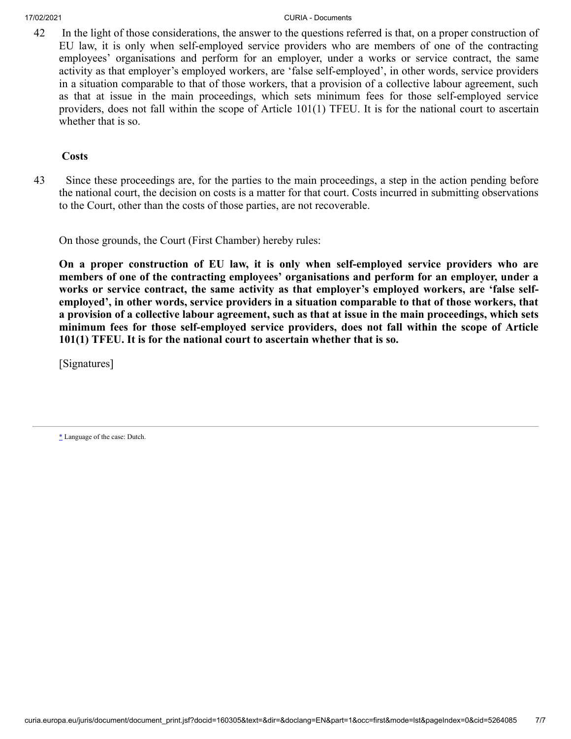42 In the light of those considerations, the answer to the questions referred is that, on a proper construction of EU law, it is only when self-employed service providers who are members of one of the contracting employees' organisations and perform for an employer, under a works or service contract, the same activity as that employer's employed workers, are 'false self-employed', in other words, service providers in a situation comparable to that of those workers, that a provision of a collective labour agreement, such as that at issue in the main proceedings, which sets minimum fees for those self-employed service providers, does not fall within the scope of Article 101(1) TFEU. It is for the national court to ascertain whether that is so.

**Costs**

43 Since these proceedings are, for the parties to the main proceedings, a step in the action pending before the national court, the decision on costs is a matter for that court. Costs incurred in submitting observations to the Court, other than the costs of those parties, are not recoverable.

On those grounds, the Court (First Chamber) hereby rules:

**On a proper construction of EU law, it is only when self-employed service providers who are members of one of the contracting employees' organisations and perform for an employer, under a works or service contract, the same activity as that employer's employed workers, are 'false self-employed', in other words, service providers in a situation comparable to that of those workers, that a provision of a collective labour agreement, such as that at issue in the main proceedings, which sets minimum fees for those self-employed service providers, does not fall within the scope of Article 101(1) TFEU. It is for the national court to ascertain whether that is so.**

[Signatures]

---

* Language of the case: Dutch.